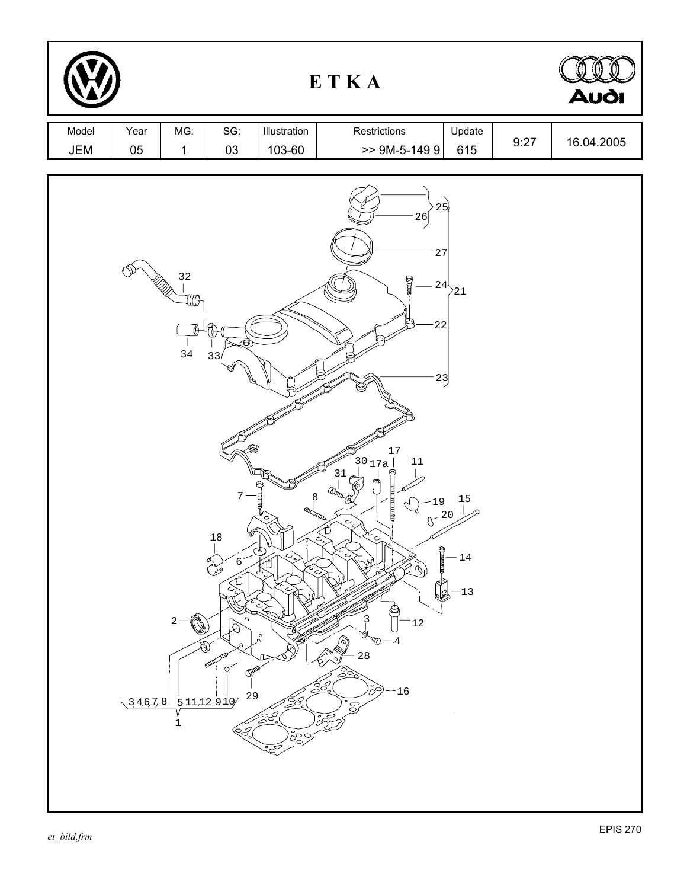# E T K A

| Model | Year | MG: | SG: | Illustration | Restrictions | Update | | |
|---|---|---|---|---|---|---|---|---|
| JEM | 05 | 1 | 03 | 103-60 | >> 9M-5-149 9 | 615 | 9:27 | 16.04.2005 |

et_bild.frm

EPIS 270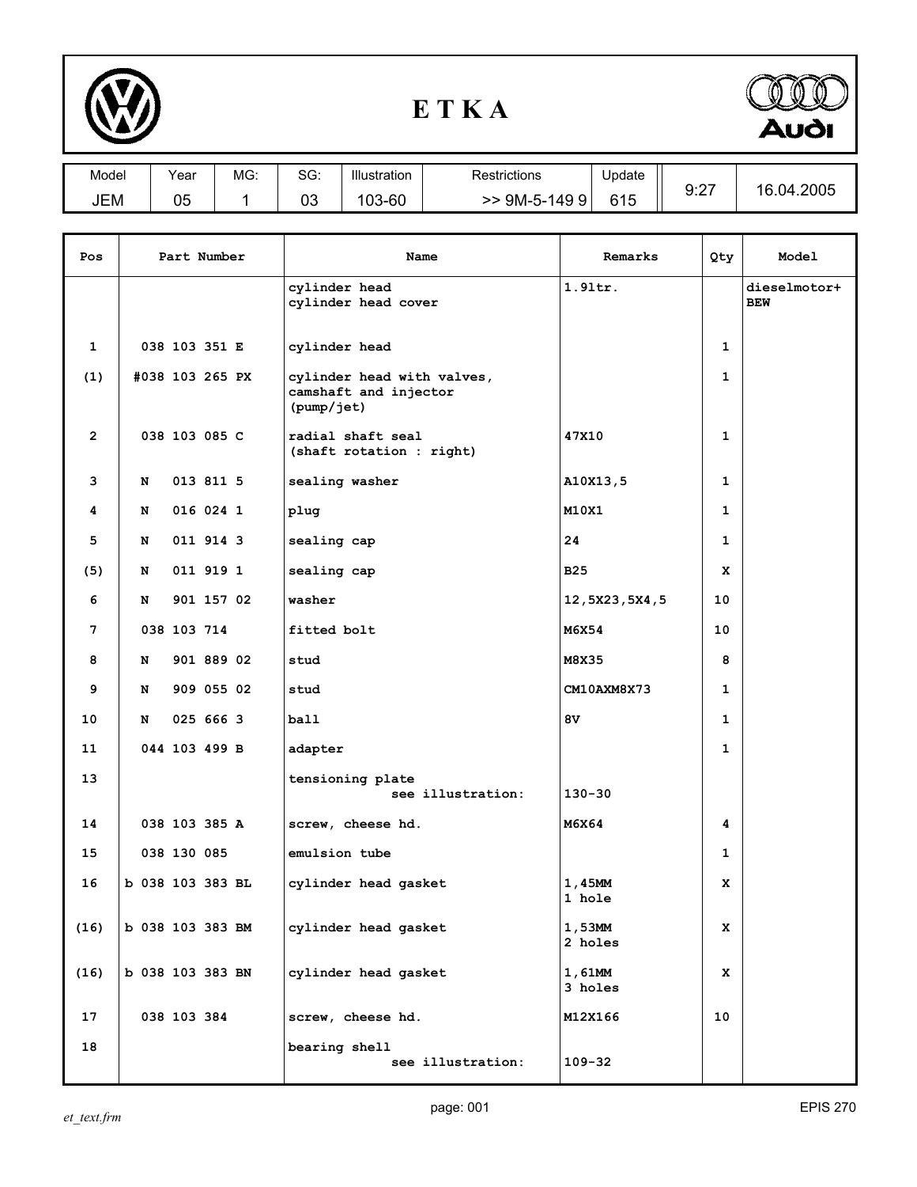# ETKA

| Model | Year | MG: | SG: | Illustration | Restrictions | Update | | |
|---|---|---|---|---|---|---|---|---|
| JEM | 05 | 1 | 03 | 103-60 | >> 9M-5-149 9 | 615 | 9:27 | 16.04.2005 |

| Pos | Part Number | Name | Remarks | Qty | Model |
|---|---|---|---|---|---|
| | | cylinder head<br>cylinder head cover | 1.9ltr. | | dieselmotor+<br>BEW |
| 1 | 038 103 351 E | cylinder head | | 1 | |
| (1) | #038 103 265 PX | cylinder head with valves, camshaft and injector (pump/jet) | | 1 | |
| 2 | 038 103 085 C | radial shaft seal<br>(shaft rotation : right) | 47X10 | 1 | |
| 3 | N 013 811 5 | sealing washer | A10X13,5 | 1 | |
| 4 | N 016 024 1 | plug | M10X1 | 1 | |
| 5 | N 011 914 3 | sealing cap | 24 | 1 | |
| (5) | N 011 919 1 | sealing cap | B25 | X | |
| 6 | N 901 157 02 | washer | 12,5X23,5X4,5 | 10 | |
| 7 | 038 103 714 | fitted bolt | M6X54 | 10 | |
| 8 | N 901 889 02 | stud | M8X35 | 8 | |
| 9 | N 909 055 02 | stud | CM10AXM8X73 | 1 | |
| 10 | N 025 666 3 | ball | 8V | 1 | |
| 11 | 044 103 499 B | adapter | | 1 | |
| 13 | | tensioning plate<br>see illustration: | 130-30 | | |
| 14 | 038 103 385 A | screw, cheese hd. | M6X64 | 4 | |
| 15 | 038 130 085 | emulsion tube | | 1 | |
| 16 | b 038 103 383 BL | cylinder head gasket | 1,45MM<br>1 hole | X | |
| (16) | b 038 103 383 BM | cylinder head gasket | 1,53MM<br>2 holes | X | |
| (16) | b 038 103 383 BN | cylinder head gasket | 1,61MM<br>3 holes | X | |
| 17 | 038 103 384 | screw, cheese hd. | M12X166 | 10 | |
| 18 | | bearing shell<br>see illustration: | 109-32 | | |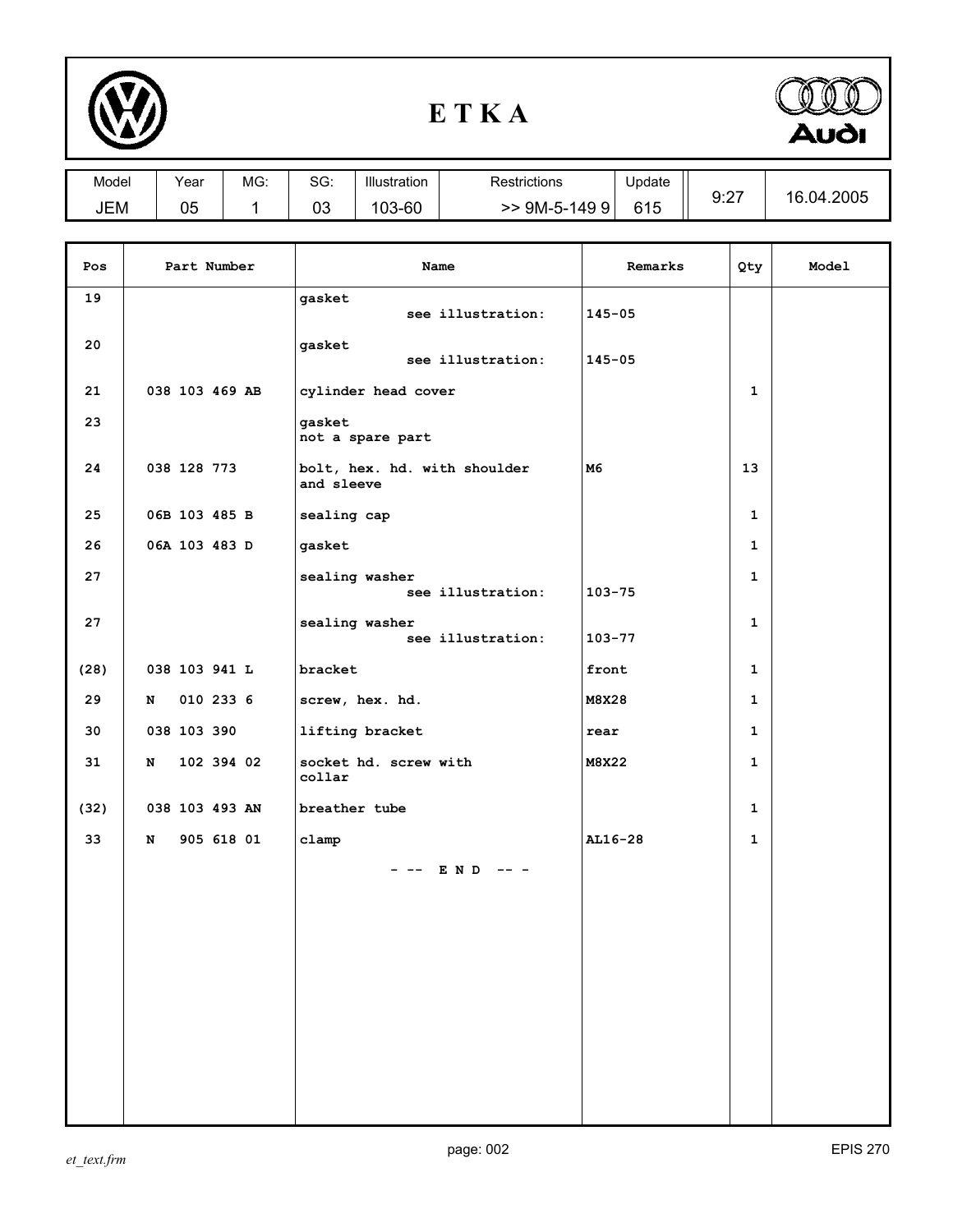# E T K A

| Model | Year | MG: | SG: | Illustration | Restrictions | Update | | |
|---|---|---|---|---|---|---|---|---|
| JEM | 05 | 1 | 03 | 103-60 | >> 9M-5-149 9 | 615 | 9:27 | 16.04.2005 |

| Pos | Part Number | Name | Remarks | Qty | Model |
|---|---|---|---|---|---|
| 19 | | gasket<br>see illustration: | 145-05 | | |
| 20 | | gasket<br>see illustration: | 145-05 | | |
| 21 | 038 103 469 AB | cylinder head cover | | 1 | |
| 23 | | gasket<br>not a spare part | | | |
| 24 | 038 128 773 | bolt, hex. hd. with shoulder and sleeve | M6 | 13 | |
| 25 | 06B 103 485 B | sealing cap | | 1 | |
| 26 | 06A 103 483 D | gasket | | 1 | |
| 27 | | sealing washer<br>see illustration: | 103-75 | 1 | |
| 27 | | sealing washer<br>see illustration: | 103-77 | 1 | |
| (28) | 038 103 941 L | bracket | front | 1 | |
| 29 | N 010 233 6 | screw, hex. hd. | M8X28 | 1 | |
| 30 | 038 103 390 | lifting bracket | rear | 1 | |
| 31 | N 102 394 02 | socket hd. screw with collar | M8X22 | 1 | |
| (32) | 038 103 493 AN | breather tube | | 1 | |
| 33 | N 905 618 01 | clamp | AL16-28 | 1 | |
| | | - -- E N D -- - | | | |

et_text.frm EPIS 270